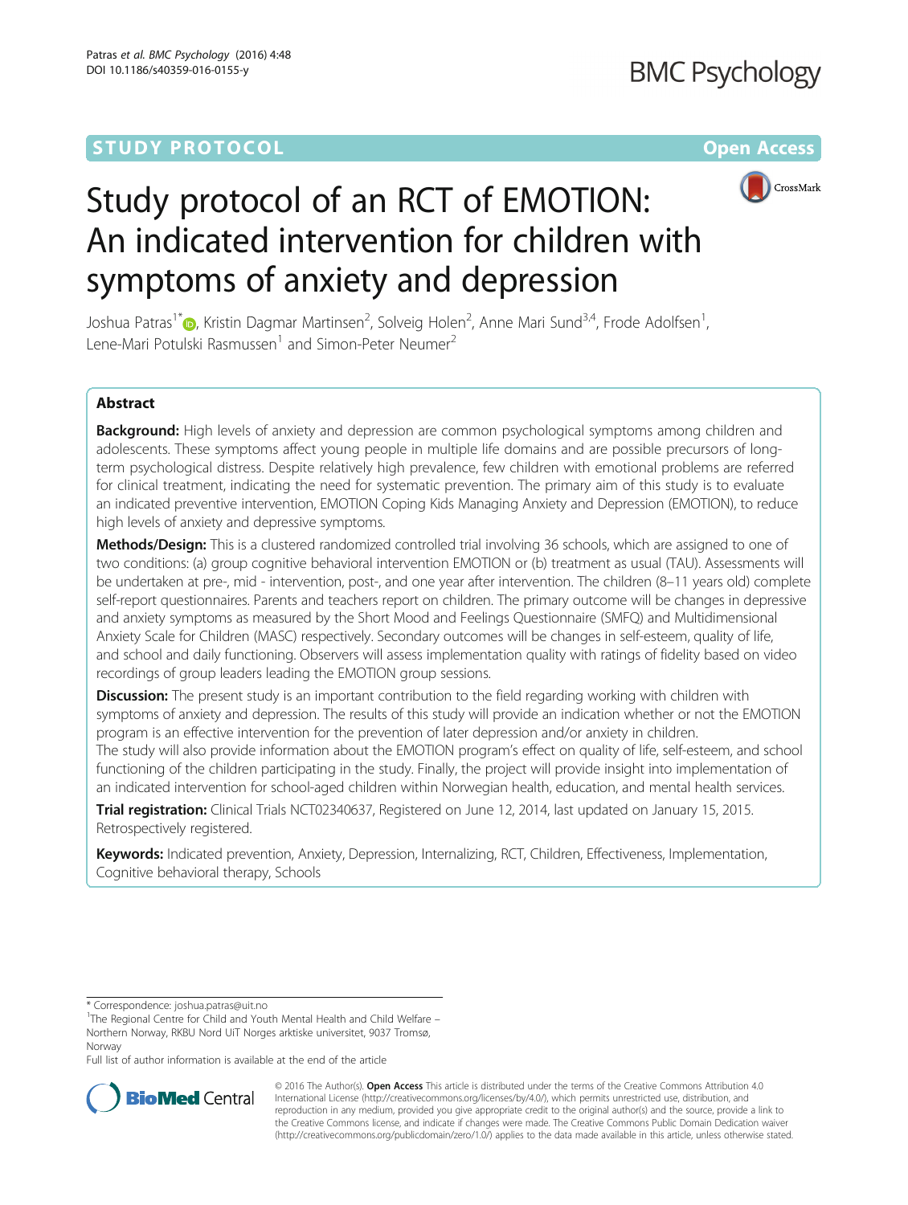STUDY PROTOCOL

Open Access

# Study protocol of an RCT of EMOTION: An indicated intervention for children with symptoms of anxiety and depression

Joshua Patras[1*], Kristin Dagmar Martinsen[2], Solveig Holen[2], Anne Mari Sund[3,4], Frode Adolfsen[1], Lene-Mari Potulski Rasmussen[1] and Simon-Peter Neumer[2]

## Abstract

**Background:** High levels of anxiety and depression are common psychological symptoms among children and adolescents. These symptoms affect young people in multiple life domains and are possible precursors of long-term psychological distress. Despite relatively high prevalence, few children with emotional problems are referred for clinical treatment, indicating the need for systematic prevention. The primary aim of this study is to evaluate an indicated preventive intervention, EMOTION Coping Kids Managing Anxiety and Depression (EMOTION), to reduce high levels of anxiety and depressive symptoms.

**Methods/Design:** This is a clustered randomized controlled trial involving 36 schools, which are assigned to one of two conditions: (a) group cognitive behavioral intervention EMOTION or (b) treatment as usual (TAU). Assessments will be undertaken at pre-, mid - intervention, post-, and one year after intervention. The children (8–11 years old) complete self-report questionnaires. Parents and teachers report on children. The primary outcome will be changes in depressive and anxiety symptoms as measured by the Short Mood and Feelings Questionnaire (SMFQ) and Multidimensional Anxiety Scale for Children (MASC) respectively. Secondary outcomes will be changes in self-esteem, quality of life, and school and daily functioning. Observers will assess implementation quality with ratings of fidelity based on video recordings of group leaders leading the EMOTION group sessions.

**Discussion:** The present study is an important contribution to the field regarding working with children with symptoms of anxiety and depression. The results of this study will provide an indication whether or not the EMOTION program is an effective intervention for the prevention of later depression and/or anxiety in children.
The study will also provide information about the EMOTION program's effect on quality of life, self-esteem, and school functioning of the children participating in the study. Finally, the project will provide insight into implementation of an indicated intervention for school-aged children within Norwegian health, education, and mental health services.

**Trial registration:** Clinical Trials NCT02340637, Registered on June 12, 2014, last updated on January 15, 2015. Retrospectively registered.

**Keywords:** Indicated prevention, Anxiety, Depression, Internalizing, RCT, Children, Effectiveness, Implementation, Cognitive behavioral therapy, Schools

\* Correspondence: joshua.patras@uit.no
[1]The Regional Centre for Child and Youth Mental Health and Child Welfare – Northern Norway, RKBU Nord UiT Norges arktiske universitet, 9037 Tromsø, Norway
Full list of author information is available at the end of the article

© 2016 The Author(s). **Open Access** This article is distributed under the terms of the Creative Commons Attribution 4.0 International License (http://creativecommons.org/licenses/by/4.0/), which permits unrestricted use, distribution, and reproduction in any medium, provided you give appropriate credit to the original author(s) and the source, provide a link to the Creative Commons license, and indicate if changes were made. The Creative Commons Public Domain Dedication waiver (http://creativecommons.org/publicdomain/zero/1.0/) applies to the data made available in this article, unless otherwise stated.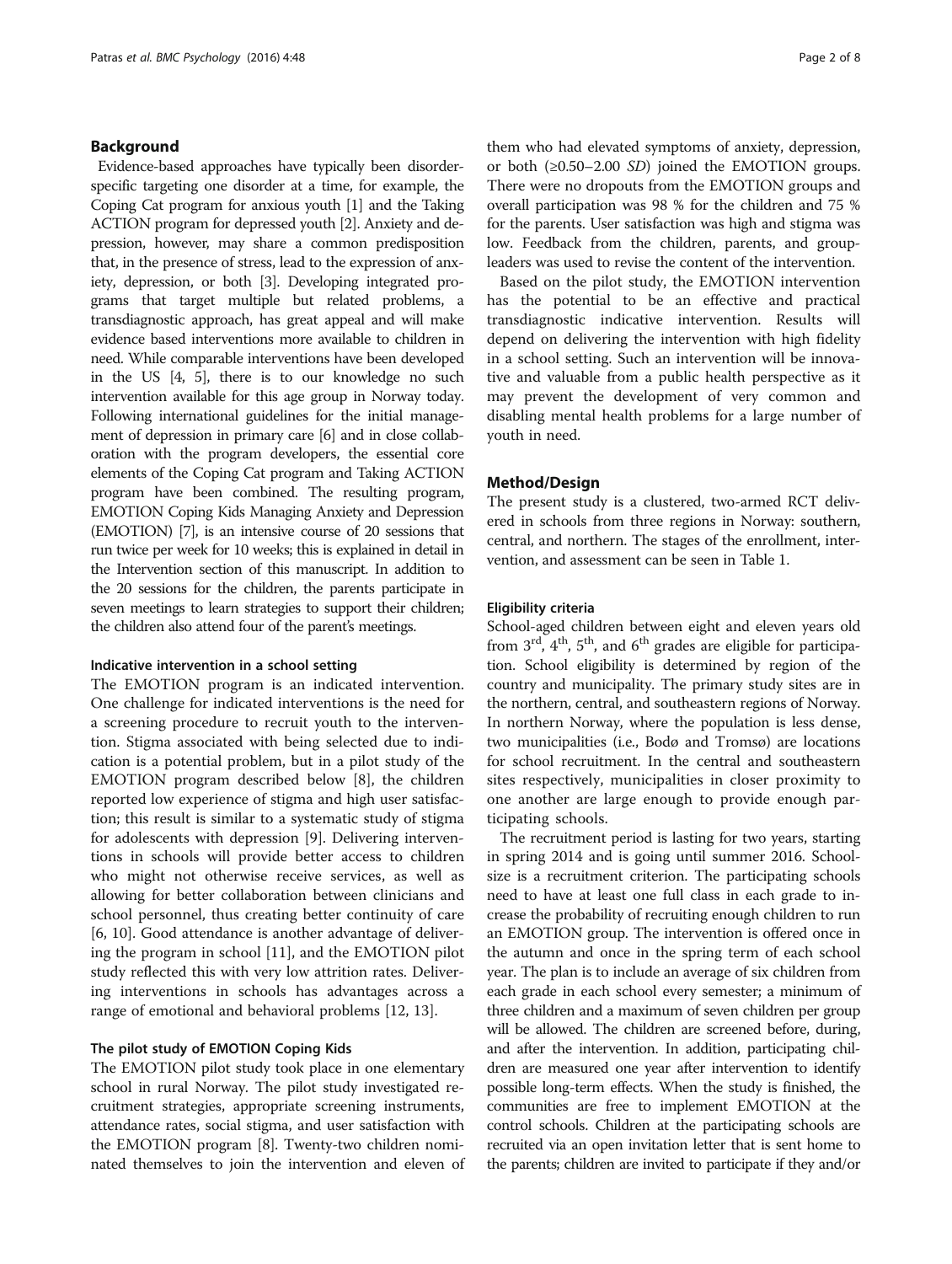## Background

Evidence-based approaches have typically been disorder-specific targeting one disorder at a time, for example, the Coping Cat program for anxious youth [1] and the Taking ACTION program for depressed youth [2]. Anxiety and depression, however, may share a common predisposition that, in the presence of stress, lead to the expression of anxiety, depression, or both [3]. Developing integrated programs that target multiple but related problems, a transdiagnostic approach, has great appeal and will make evidence based interventions more available to children in need. While comparable interventions have been developed in the US [4, 5], there is to our knowledge no such intervention available for this age group in Norway today. Following international guidelines for the initial management of depression in primary care [6] and in close collaboration with the program developers, the essential core elements of the Coping Cat program and Taking ACTION program have been combined. The resulting program, EMOTION Coping Kids Managing Anxiety and Depression (EMOTION) [7], is an intensive course of 20 sessions that run twice per week for 10 weeks; this is explained in detail in the Intervention section of this manuscript. In addition to the 20 sessions for the children, the parents participate in seven meetings to learn strategies to support their children; the children also attend four of the parent's meetings.

### Indicative intervention in a school setting

The EMOTION program is an indicated intervention. One challenge for indicated interventions is the need for a screening procedure to recruit youth to the intervention. Stigma associated with being selected due to indication is a potential problem, but in a pilot study of the EMOTION program described below [8], the children reported low experience of stigma and high user satisfaction; this result is similar to a systematic study of stigma for adolescents with depression [9]. Delivering interventions in schools will provide better access to children who might not otherwise receive services, as well as allowing for better collaboration between clinicians and school personnel, thus creating better continuity of care [6, 10]. Good attendance is another advantage of delivering the program in school [11], and the EMOTION pilot study reflected this with very low attrition rates. Delivering interventions in schools has advantages across a range of emotional and behavioral problems [12, 13].

### The pilot study of EMOTION Coping Kids

The EMOTION pilot study took place in one elementary school in rural Norway. The pilot study investigated recruitment strategies, appropriate screening instruments, attendance rates, social stigma, and user satisfaction with the EMOTION program [8]. Twenty-two children nominated themselves to join the intervention and eleven of them who had elevated symptoms of anxiety, depression, or both (≥0.50–2.00 *SD*) joined the EMOTION groups. There were no dropouts from the EMOTION groups and overall participation was 98 % for the children and 75 % for the parents. User satisfaction was high and stigma was low. Feedback from the children, parents, and group-leaders was used to revise the content of the intervention.

Based on the pilot study, the EMOTION intervention has the potential to be an effective and practical transdiagnostic indicative intervention. Results will depend on delivering the intervention with high fidelity in a school setting. Such an intervention will be innovative and valuable from a public health perspective as it may prevent the development of very common and disabling mental health problems for a large number of youth in need.

## Method/Design

The present study is a clustered, two-armed RCT delivered in schools from three regions in Norway: southern, central, and northern. The stages of the enrollment, intervention, and assessment can be seen in Table 1.

### Eligibility criteria

School-aged children between eight and eleven years old from 3rd, 4th, 5th, and 6th grades are eligible for participation. School eligibility is determined by region of the country and municipality. The primary study sites are in the northern, central, and southeastern regions of Norway. In northern Norway, where the population is less dense, two municipalities (i.e., Bodø and Tromsø) are locations for school recruitment. In the central and southeastern sites respectively, municipalities in closer proximity to one another are large enough to provide enough participating schools.

The recruitment period is lasting for two years, starting in spring 2014 and is going until summer 2016. School-size is a recruitment criterion. The participating schools need to have at least one full class in each grade to increase the probability of recruiting enough children to run an EMOTION group. The intervention is offered once in the autumn and once in the spring term of each school year. The plan is to include an average of six children from each grade in each school every semester; a minimum of three children and a maximum of seven children per group will be allowed. The children are screened before, during, and after the intervention. In addition, participating children are measured one year after intervention to identify possible long-term effects. When the study is finished, the communities are free to implement EMOTION at the control schools. Children at the participating schools are recruited via an open invitation letter that is sent home to the parents; children are invited to participate if they and/or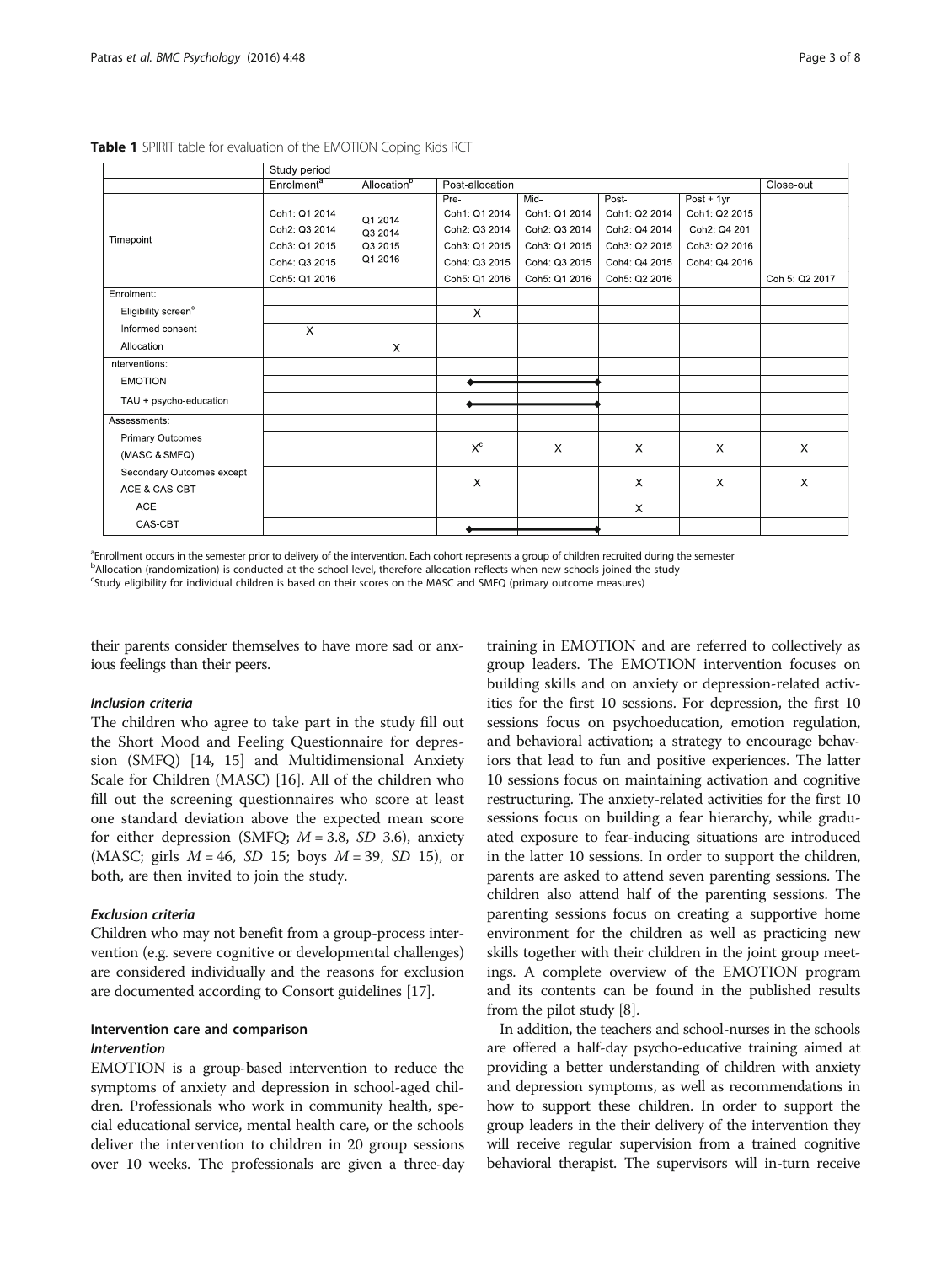**Table 1** SPIRIT table for evaluation of the EMOTION Coping Kids RCT

| | Study period | | | | | | |
|---|---|---|---|---|---|---|---|
| | Enrolment[a] | Allocation[b] | Post-allocation | | | | Close-out |
| Timepoint | Coh1: Q1 2014<br>Coh2: Q3 2014<br>Coh3: Q1 2015<br>Coh4: Q3 2015<br>Coh5: Q1 2016 | Q1 2014<br>Q3 2014<br>Q3 2015<br>Q1 2016 | Pre-<br>Coh1: Q1 2014<br>Coh2: Q3 2014<br>Coh3: Q1 2015<br>Coh4: Q3 2015<br>Coh5: Q1 2016 | Mid-<br>Coh1: Q1 2014<br>Coh2: Q3 2014<br>Coh3: Q1 2015<br>Coh4: Q3 2015<br>Coh5: Q1 2016 | Post-<br>Coh1: Q2 2014<br>Coh2: Q4 2014<br>Coh3: Q2 2015<br>Coh4: Q4 2015<br>Coh5: Q2 2016 | Post + 1yr<br>Coh1: Q2 2015<br>Coh2: Q4 201<br>Coh3: Q2 2016<br>Coh4: Q4 2016 | Coh 5: Q2 2017 |
| Enrolment: | | | | | | | |
| Eligibility screen[c] | | | X | | | | |
| Informed consent | X | | | | | | |
| Allocation | | X | | | | | |
| Interventions: | | | | | | | |
| EMOTION | | | ◆———— | ————◆ | | | |
| TAU + psycho-education | | | ◆———— | ————◆ | | | |
| Assessments: | | | | | | | |
| Primary Outcomes (MASC & SMFQ) | | | X[c] | X | X | X | X |
| Secondary Outcomes except ACE & CAS-CBT | | | X | | X | X | X |
| ACE | | | | | X | | |
| CAS-CBT | | | ◆———— | ————◆ | | | |

[a]Enrollment occurs in the semester prior to delivery of the intervention. Each cohort represents a group of children recruited during the semester

[b]Allocation (randomization) is conducted at the school-level, therefore allocation reflects when new schools joined the study

[c]Study eligibility for individual children is based on their scores on the MASC and SMFQ (primary outcome measures)

their parents consider themselves to have more sad or anxious feelings than their peers.

#### *Inclusion criteria*

The children who agree to take part in the study fill out the Short Mood and Feeling Questionnaire for depression (SMFQ) [14, 15] and Multidimensional Anxiety Scale for Children (MASC) [16]. All of the children who fill out the screening questionnaires who score at least one standard deviation above the expected mean score for either depression (SMFQ; $M = 3.8$, $SD$ 3.6), anxiety (MASC; girls $M = 46$, $SD$ 15; boys $M = 39$, $SD$ 15), or both, are then invited to join the study.

#### *Exclusion criteria*

Children who may not benefit from a group-process intervention (e.g. severe cognitive or developmental challenges) are considered individually and the reasons for exclusion are documented according to Consort guidelines [17].

### Intervention care and comparison

#### *Intervention*

EMOTION is a group-based intervention to reduce the symptoms of anxiety and depression in school-aged children. Professionals who work in community health, special educational service, mental health care, or the schools deliver the intervention to children in 20 group sessions over 10 weeks. The professionals are given a three-day training in EMOTION and are referred to collectively as group leaders. The EMOTION intervention focuses on building skills and on anxiety or depression-related activities for the first 10 sessions. For depression, the first 10 sessions focus on psychoeducation, emotion regulation, and behavioral activation; a strategy to encourage behaviors that lead to fun and positive experiences. The latter 10 sessions focus on maintaining activation and cognitive restructuring. The anxiety-related activities for the first 10 sessions focus on building a fear hierarchy, while graduated exposure to fear-inducing situations are introduced in the latter 10 sessions. In order to support the children, parents are asked to attend seven parenting sessions. The children also attend half of the parenting sessions. The parenting sessions focus on creating a supportive home environment for the children as well as practicing new skills together with their children in the joint group meetings. A complete overview of the EMOTION program and its contents can be found in the published results from the pilot study [8].

In addition, the teachers and school-nurses in the schools are offered a half-day psycho-educative training aimed at providing a better understanding of children with anxiety and depression symptoms, as well as recommendations in how to support these children. In order to support the group leaders in the their delivery of the intervention they will receive regular supervision from a trained cognitive behavioral therapist. The supervisors will in-turn receive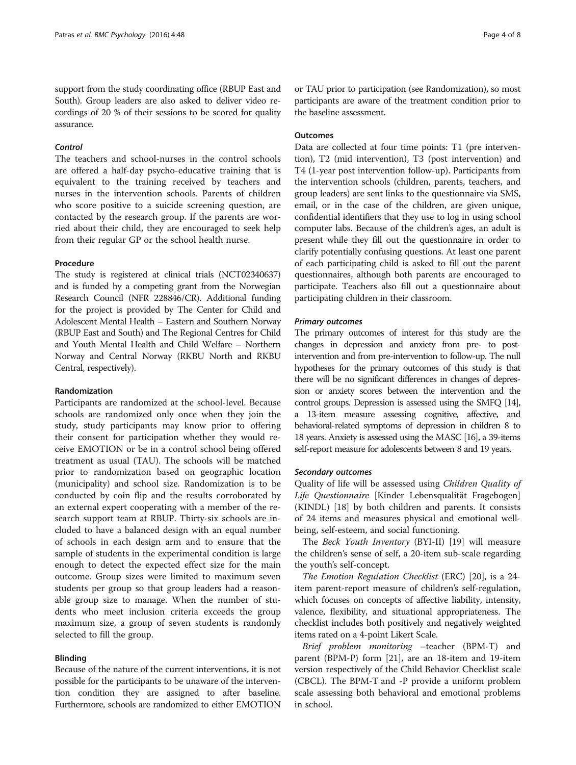support from the study coordinating office (RBUP East and South). Group leaders are also asked to deliver video recordings of 20 % of their sessions to be scored for quality assurance.

#### *Control*

The teachers and school-nurses in the control schools are offered a half-day psycho-educative training that is equivalent to the training received by teachers and nurses in the intervention schools. Parents of children who score positive to a suicide screening question, are contacted by the research group. If the parents are worried about their child, they are encouraged to seek help from their regular GP or the school health nurse.

### Procedure

The study is registered at clinical trials (NCT02340637) and is funded by a competing grant from the Norwegian Research Council (NFR 228846/CR). Additional funding for the project is provided by The Center for Child and Adolescent Mental Health – Eastern and Southern Norway (RBUP East and South) and The Regional Centres for Child and Youth Mental Health and Child Welfare – Northern Norway and Central Norway (RKBU North and RKBU Central, respectively).

### Randomization

Participants are randomized at the school-level. Because schools are randomized only once when they join the study, study participants may know prior to offering their consent for participation whether they would receive EMOTION or be in a control school being offered treatment as usual (TAU). The schools will be matched prior to randomization based on geographic location (municipality) and school size. Randomization is to be conducted by coin flip and the results corroborated by an external expert cooperating with a member of the research support team at RBUP. Thirty-six schools are included to have a balanced design with an equal number of schools in each design arm and to ensure that the sample of students in the experimental condition is large enough to detect the expected effect size for the main outcome. Group sizes were limited to maximum seven students per group so that group leaders had a reasonable group size to manage. When the number of students who meet inclusion criteria exceeds the group maximum size, a group of seven students is randomly selected to fill the group.

### Blinding

Because of the nature of the current interventions, it is not possible for the participants to be unaware of the intervention condition they are assigned to after baseline. Furthermore, schools are randomized to either EMOTION or TAU prior to participation (see Randomization), so most participants are aware of the treatment condition prior to the baseline assessment.

### Outcomes

Data are collected at four time points: T1 (pre intervention), T2 (mid intervention), T3 (post intervention) and T4 (1-year post intervention follow-up). Participants from the intervention schools (children, parents, teachers, and group leaders) are sent links to the questionnaire via SMS, email, or in the case of the children, are given unique, confidential identifiers that they use to log in using school computer labs. Because of the children's ages, an adult is present while they fill out the questionnaire in order to clarify potentially confusing questions. At least one parent of each participating child is asked to fill out the parent questionnaires, although both parents are encouraged to participate. Teachers also fill out a questionnaire about participating children in their classroom.

#### *Primary outcomes*

The primary outcomes of interest for this study are the changes in depression and anxiety from pre- to post-intervention and from pre-intervention to follow-up. The null hypotheses for the primary outcomes of this study is that there will be no significant differences in changes of depression or anxiety scores between the intervention and the control groups. Depression is assessed using the SMFQ [14], a 13-item measure assessing cognitive, affective, and behavioral-related symptoms of depression in children 8 to 18 years. Anxiety is assessed using the MASC [16], a 39-items self-report measure for adolescents between 8 and 19 years.

#### *Secondary outcomes*

Quality of life will be assessed using *Children Quality of Life Questionnaire* [Kinder Lebensqualität Fragebogen] (KINDL) [18] by both children and parents. It consists of 24 items and measures physical and emotional well-being, self-esteem, and social functioning.

The *Beck Youth Inventory* (BYI-II) [19] will measure the children's sense of self, a 20-item sub-scale regarding the youth's self-concept.

*The Emotion Regulation Checklist* (ERC) [20], is a 24-item parent-report measure of children's self-regulation, which focuses on concepts of affective liability, intensity, valence, flexibility, and situational appropriateness. The checklist includes both positively and negatively weighted items rated on a 4-point Likert Scale.

*Brief problem monitoring* –teacher (BPM-T) and parent (BPM-P) form [21], are an 18-item and 19-item version respectively of the Child Behavior Checklist scale (CBCL). The BPM-T and -P provide a uniform problem scale assessing both behavioral and emotional problems in school.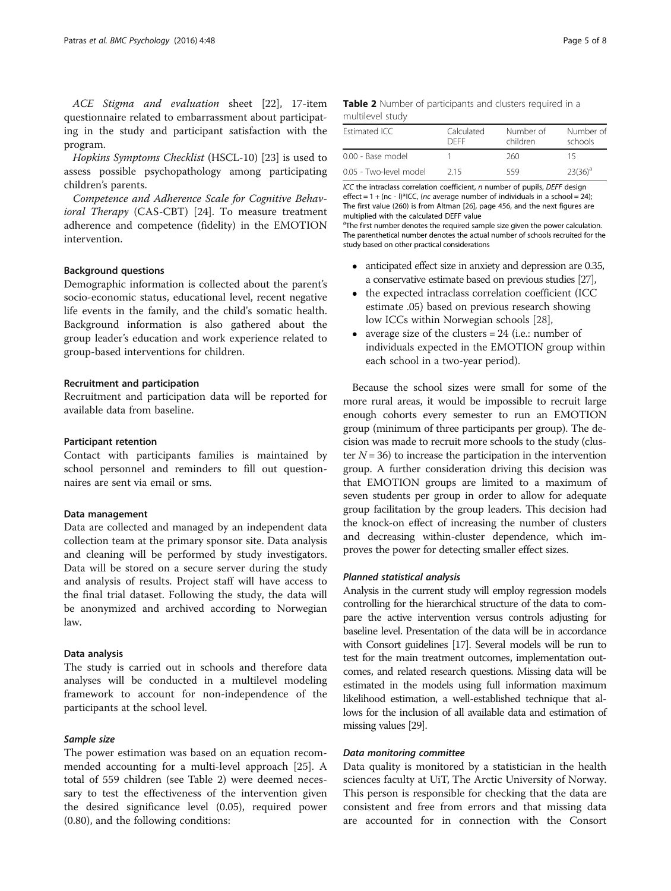*ACE Stigma and evaluation* sheet [22], 17-item questionnaire related to embarrassment about participating in the study and participant satisfaction with the program.

*Hopkins Symptoms Checklist* (HSCL-10) [23] is used to assess possible psychopathology among participating children's parents.

*Competence and Adherence Scale for Cognitive Behavioral Therapy* (CAS-CBT) [24]. To measure treatment adherence and competence (fidelity) in the EMOTION intervention.

#### Background questions

Demographic information is collected about the parent's socio-economic status, educational level, recent negative life events in the family, and the child's somatic health. Background information is also gathered about the group leader's education and work experience related to group-based interventions for children.

#### Recruitment and participation

Recruitment and participation data will be reported for available data from baseline.

#### Participant retention

Contact with participants families is maintained by school personnel and reminders to fill out questionnaires are sent via email or sms.

#### Data management

Data are collected and managed by an independent data collection team at the primary sponsor site. Data analysis and cleaning will be performed by study investigators. Data will be stored on a secure server during the study and analysis of results. Project staff will have access to the final trial dataset. Following the study, the data will be anonymized and archived according to Norwegian law.

#### Data analysis

The study is carried out in schools and therefore data analyses will be conducted in a multilevel modeling framework to account for non-independence of the participants at the school level.

##### *Sample size*

The power estimation was based on an equation recommended accounting for a multi-level approach [25]. A total of 559 children (see Table 2) were deemed necessary to test the effectiveness of the intervention given the desired significance level (0.05), required power (0.80), and the following conditions:

**Table 2** Number of participants and clusters required in a multilevel study

| Estimated ICC | Calculated DEFF | Number of children | Number of schools |
|---|---|---|---|
| 0.00 - Base model | 1 | 260 | 15 |
| 0.05 - Two-level model | 2.15 | 559 | 23(36)[a] |

*ICC* the intraclass correlation coefficient, *n* number of pupils, *DEFF* design effect = 1 + (nc - l)*ICC, (*nc* average number of individuals in a school = 24); The first value (260) is from Altman [26], page 456, and the next figures are multiplied with the calculated DEFF value

[a]The first number denotes the required sample size given the power calculation. The parenthetical number denotes the actual number of schools recruited for the study based on other practical considerations

- anticipated effect size in anxiety and depression are 0.35, a conservative estimate based on previous studies [27],
- the expected intraclass correlation coefficient (ICC estimate .05) based on previous research showing low ICCs within Norwegian schools [28],
- average size of the clusters = 24 (i.e.: number of individuals expected in the EMOTION group within each school in a two-year period).

Because the school sizes were small for some of the more rural areas, it would be impossible to recruit large enough cohorts every semester to run an EMOTION group (minimum of three participants per group). The decision was made to recruit more schools to the study (cluster $N = 36$) to increase the participation in the intervention group. A further consideration driving this decision was that EMOTION groups are limited to a maximum of seven students per group in order to allow for adequate group facilitation by the group leaders. This decision had the knock-on effect of increasing the number of clusters and decreasing within-cluster dependence, which improves the power for detecting smaller effect sizes.

##### *Planned statistical analysis*

Analysis in the current study will employ regression models controlling for the hierarchical structure of the data to compare the active intervention versus controls adjusting for baseline level. Presentation of the data will be in accordance with Consort guidelines [17]. Several models will be run to test for the main treatment outcomes, implementation outcomes, and related research questions. Missing data will be estimated in the models using full information maximum likelihood estimation, a well-established technique that allows for the inclusion of all available data and estimation of missing values [29].

##### *Data monitoring committee*

Data quality is monitored by a statistician in the health sciences faculty at UiT, The Arctic University of Norway. This person is responsible for checking that the data are consistent and free from errors and that missing data are accounted for in connection with the Consort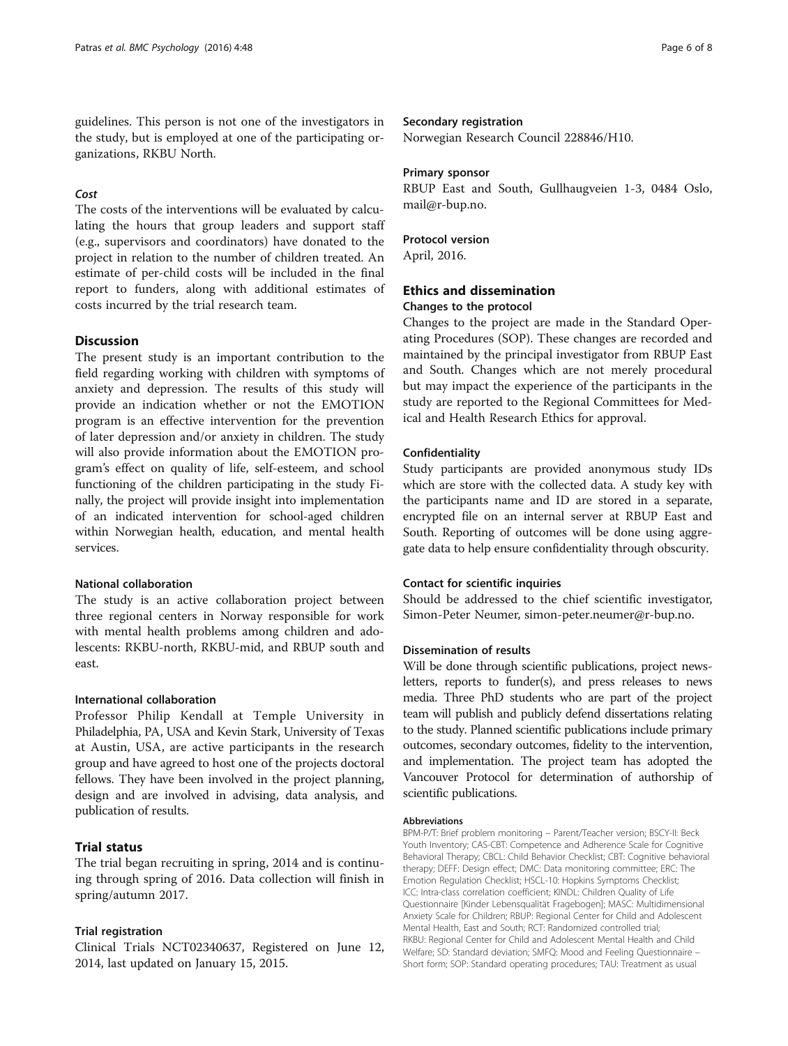guidelines. This person is not one of the investigators in the study, but is employed at one of the participating organizations, RKBU North.

#### *Cost*

The costs of the interventions will be evaluated by calculating the hours that group leaders and support staff (e.g., supervisors and coordinators) have donated to the project in relation to the number of children treated. An estimate of per-child costs will be included in the final report to funders, along with additional estimates of costs incurred by the trial research team.

## Discussion

The present study is an important contribution to the field regarding working with children with symptoms of anxiety and depression. The results of this study will provide an indication whether or not the EMOTION program is an effective intervention for the prevention of later depression and/or anxiety in children. The study will also provide information about the EMOTION program's effect on quality of life, self-esteem, and school functioning of the children participating in the study Finally, the project will provide insight into implementation of an indicated intervention for school-aged children within Norwegian health, education, and mental health services.

### National collaboration

The study is an active collaboration project between three regional centers in Norway responsible for work with mental health problems among children and adolescents: RKBU-north, RKBU-mid, and RBUP south and east.

### International collaboration

Professor Philip Kendall at Temple University in Philadelphia, PA, USA and Kevin Stark, University of Texas at Austin, USA, are active participants in the research group and have agreed to host one of the projects doctoral fellows. They have been involved in the project planning, design and are involved in advising, data analysis, and publication of results.

## Trial status

The trial began recruiting in spring, 2014 and is continuing through spring of 2016. Data collection will finish in spring/autumn 2017.

### Trial registration

Clinical Trials NCT02340637, Registered on June 12, 2014, last updated on January 15, 2015.

### Secondary registration

Norwegian Research Council 228846/H10.

### Primary sponsor

RBUP East and South, Gullhaugveien 1-3, 0484 Oslo, mail@r-bup.no.

### Protocol version

April, 2016.

## Ethics and dissemination

### Changes to the protocol

Changes to the project are made in the Standard Operating Procedures (SOP). These changes are recorded and maintained by the principal investigator from RBUP East and South. Changes which are not merely procedural but may impact the experience of the participants in the study are reported to the Regional Committees for Medical and Health Research Ethics for approval.

### Confidentiality

Study participants are provided anonymous study IDs which are store with the collected data. A study key with the participants name and ID are stored in a separate, encrypted file on an internal server at RBUP East and South. Reporting of outcomes will be done using aggregate data to help ensure confidentiality through obscurity.

### Contact for scientific inquiries

Should be addressed to the chief scientific investigator, Simon-Peter Neumer, simon-peter.neumer@r-bup.no.

### Dissemination of results

Will be done through scientific publications, project newsletters, reports to funder(s), and press releases to news media. Three PhD students who are part of the project team will publish and publicly defend dissertations relating to the study. Planned scientific publications include primary outcomes, secondary outcomes, fidelity to the intervention, and implementation. The project team has adopted the Vancouver Protocol for determination of authorship of scientific publications.

#### Abbreviations

BPM-P/T: Brief problem monitoring – Parent/Teacher version; BSCY-II: Beck Youth Inventory; CAS-CBT: Competence and Adherence Scale for Cognitive Behavioral Therapy; CBCL: Child Behavior Checklist; CBT: Cognitive behavioral therapy; DEFF: Design effect; DMC: Data monitoring committee; ERC: The Emotion Regulation Checklist; HSCL-10: Hopkins Symptoms Checklist; ICC: Intra-class correlation coefficient; KINDL: Children Quality of Life Questionnaire [Kinder Lebensqualität Fragebogen]; MASC: Multidimensional Anxiety Scale for Children; RBUP: Regional Center for Child and Adolescent Mental Health, East and South; RCT: Randomized controlled trial; RKBU: Regional Center for Child and Adolescent Mental Health and Child Welfare; SD: Standard deviation; SMFQ: Mood and Feeling Questionnaire – Short form; SOP: Standard operating procedures; TAU: Treatment as usual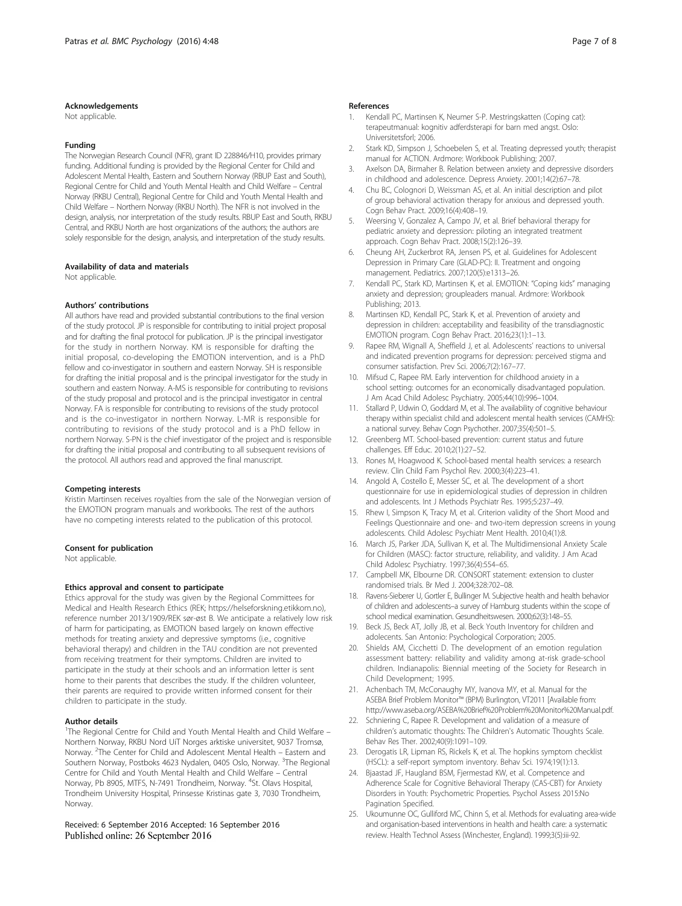#### Acknowledgements

Not applicable.

#### Funding

The Norwegian Research Council (NFR), grant ID 228846/H10, provides primary funding. Additional funding is provided by the Regional Center for Child and Adolescent Mental Health, Eastern and Southern Norway (RBUP East and South), Regional Centre for Child and Youth Mental Health and Child Welfare – Central Norway (RKBU Central), Regional Centre for Child and Youth Mental Health and Child Welfare – Northern Norway (RKBU North). The NFR is not involved in the design, analysis, nor interpretation of the study results. RBUP East and South, RKBU Central, and RKBU North are host organizations of the authors; the authors are solely responsible for the design, analysis, and interpretation of the study results.

#### Availability of data and materials

Not applicable.

#### Authors' contributions

All authors have read and provided substantial contributions to the final version of the study protocol. JP is responsible for contributing to initial project proposal and for drafting the final protocol for publication. JP is the principal investigator for the study in northern Norway. KM is responsible for drafting the initial proposal, co-developing the EMOTION intervention, and is a PhD fellow and co-investigator in southern and eastern Norway. SH is responsible for drafting the initial proposal and is the principal investigator for the study in southern and eastern Norway. A-MS is responsible for contributing to revisions of the study proposal and protocol and is the principal investigator in central Norway. FA is responsible for contributing to revisions of the study protocol and is the co-investigator in northern Norway. L-MR is responsible for contributing to revisions of the study protocol and is a PhD fellow in northern Norway. S-PN is the chief investigator of the project and is responsible for drafting the initial proposal and contributing to all subsequent revisions of the protocol. All authors read and approved the final manuscript.

#### Competing interests

Kristin Martinsen receives royalties from the sale of the Norwegian version of the EMOTION program manuals and workbooks. The rest of the authors have no competing interests related to the publication of this protocol.

#### Consent for publication

Not applicable.

#### Ethics approval and consent to participate

Ethics approval for the study was given by the Regional Committees for Medical and Health Research Ethics (REK; https://helseforskning.etikkom.no), reference number 2013/1909/REK sør-øst B. We anticipate a relatively low risk of harm for participating, as EMOTION based largely on known effective methods for treating anxiety and depressive symptoms (i.e., cognitive behavioral therapy) and children in the TAU condition are not prevented from receiving treatment for their symptoms. Children are invited to participate in the study at their schools and an information letter is sent home to their parents that describes the study. If the children volunteer, their parents are required to provide written informed consent for their children to participate in the study.

#### Author details

[1]The Regional Centre for Child and Youth Mental Health and Child Welfare – Northern Norway, RKBU Nord UiT Norges arktiske universitet, 9037 Tromsø, Norway. [2]The Center for Child and Adolescent Mental Health – Eastern and Southern Norway, Postboks 4623 Nydalen, 0405 Oslo, Norway. [3]The Regional Centre for Child and Youth Mental Health and Child Welfare – Central Norway, Pb 8905, MTFS, N-7491 Trondheim, Norway. [4]St. Olavs Hospital, Trondheim University Hospital, Prinsesse Kristinas gate 3, 7030 Trondheim, Norway.

Received: 6 September 2016 Accepted: 16 September 2016
Published online: 26 September 2016

#### References

1. Kendall PC, Martinsen K, Neumer S-P. Mestringskatten (Coping cat): terapeutmanual: kognitiv adferdsterapi for barn med angst. Oslo: Universitetsforl; 2006.
2. Stark KD, Simpson J, Schoebelen S, et al. Treating depressed youth; therapist manual for ACTION. Ardmore: Workbook Publishing; 2007.
3. Axelson DA, Birmaher B. Relation between anxiety and depressive disorders in childhood and adolescence. Depress Anxiety. 2001;14(2):67–78.
4. Chu BC, Colognori D, Weissman AS, et al. An initial description and pilot of group behavioral activation therapy for anxious and depressed youth. Cogn Behav Pract. 2009;16(4):408–19.
5. Weersing V, Gonzalez A, Campo JV, et al. Brief behavioral therapy for pediatric anxiety and depression: piloting an integrated treatment approach. Cogn Behav Pract. 2008;15(2):126–39.
6. Cheung AH, Zuckerbrot RA, Jensen PS, et al. Guidelines for Adolescent Depression in Primary Care (GLAD-PC): II. Treatment and ongoing management. Pediatrics. 2007;120(5):e1313–26.
7. Kendall PC, Stark KD, Martinsen K, et al. EMOTION: "Coping kids" managing anxiety and depression; groupleaders manual. Ardmore: Workbook Publishing; 2013.
8. Martinsen KD, Kendall PC, Stark K, et al. Prevention of anxiety and depression in children: acceptability and feasibility of the transdiagnostic EMOTION program. Cogn Behav Pract. 2016;23(1):1–13.
9. Rapee RM, Wignall A, Sheffield J, et al. Adolescents' reactions to universal and indicated prevention programs for depression: perceived stigma and consumer satisfaction. Prev Sci. 2006;7(2):167–77.
10. Mifsud C, Rapee RM. Early intervention for childhood anxiety in a school setting: outcomes for an economically disadvantaged population. J Am Acad Child Adolesc Psychiatry. 2005;44(10):996–1004.
11. Stallard P, Udwin O, Goddard M, et al. The availability of cognitive behaviour therapy within specialist child and adolescent mental health services (CAMHS): a national survey. Behav Cogn Psychother. 2007;35(4):501–5.
12. Greenberg MT. School-based prevention: current status and future challenges. Eff Educ. 2010;2(1):27–52.
13. Rones M, Hoagwood K. School-based mental health services: a research review. Clin Child Fam Psychol Rev. 2000;3(4):223–41.
14. Angold A, Costello E, Messer SC, et al. The development of a short questionnaire for use in epidemiological studies of depression in children and adolescents. Int J Methods Psychiatr Res. 1995;5:237–49.
15. Rhew I, Simpson K, Tracy M, et al. Criterion validity of the Short Mood and Feelings Questionnaire and one- and two-item depression screens in young adolescents. Child Adolesc Psychiatr Ment Health. 2010;4(1):8.
16. March JS, Parker JDA, Sullivan K, et al. The Multidimensional Anxiety Scale for Children (MASC): factor structure, reliability, and validity. J Am Acad Child Adolesc Psychiatry. 1997;36(4):554–65.
17. Campbell MK, Elbourne DR. CONSORT statement: extension to cluster randomised trials. Br Med J. 2004;328:702–08.
18. Ravens-Sieberer U, Gortler E, Bullinger M. Subjective health and health behavior of children and adolescents–a survey of Hamburg students within the scope of school medical examination. Gesundheitswesen. 2000;62(3):148–55.
19. Beck JS, Beck AT, Jolly JB, et al. Beck Youth Inventory for children and adolecents. San Antonio: Psychological Corporation; 2005.
20. Shields AM, Cicchetti D. The development of an emotion regulation assessment battery: reliability and validity among at-risk grade-school children. Indianapolis: Biennial meeting of the Society for Research in Child Development; 1995.
21. Achenbach TM, McConaughy MY, Ivanova MY, et al. Manual for the ASEBA Brief Problem Monitor™ (BPM) Burlington, VT2011 [Available from: http://www.aseba.org/ASEBA%20Brief%20Problem%20Monitor%20Manual.pdf.
22. Schniering C, Rapee R. Development and validation of a measure of children's automatic thoughts: The Children's Automatic Thoughts Scale. Behav Res Ther. 2002;40(9):1091–109.
23. Derogatis LR, Lipman RS, Rickels K, et al. The hopkins symptom checklist (HSCL): a self-report symptom inventory. Behav Sci. 1974;19(1):13.
24. Bjaastad JF, Haugland BSM, Fjermestad KW, et al. Competence and Adherence Scale for Cognitive Behavioral Therapy (CAS-CBT) for Anxiety Disorders in Youth: Psychometric Properties. Psychol Assess 2015:No Pagination Specified.
25. Ukoumunne OC, Gulliford MC, Chinn S, et al. Methods for evaluating area-wide and organisation-based interventions in health and health care: a systematic review. Health Technol Assess (Winchester, England). 1999;3(5):iii-92.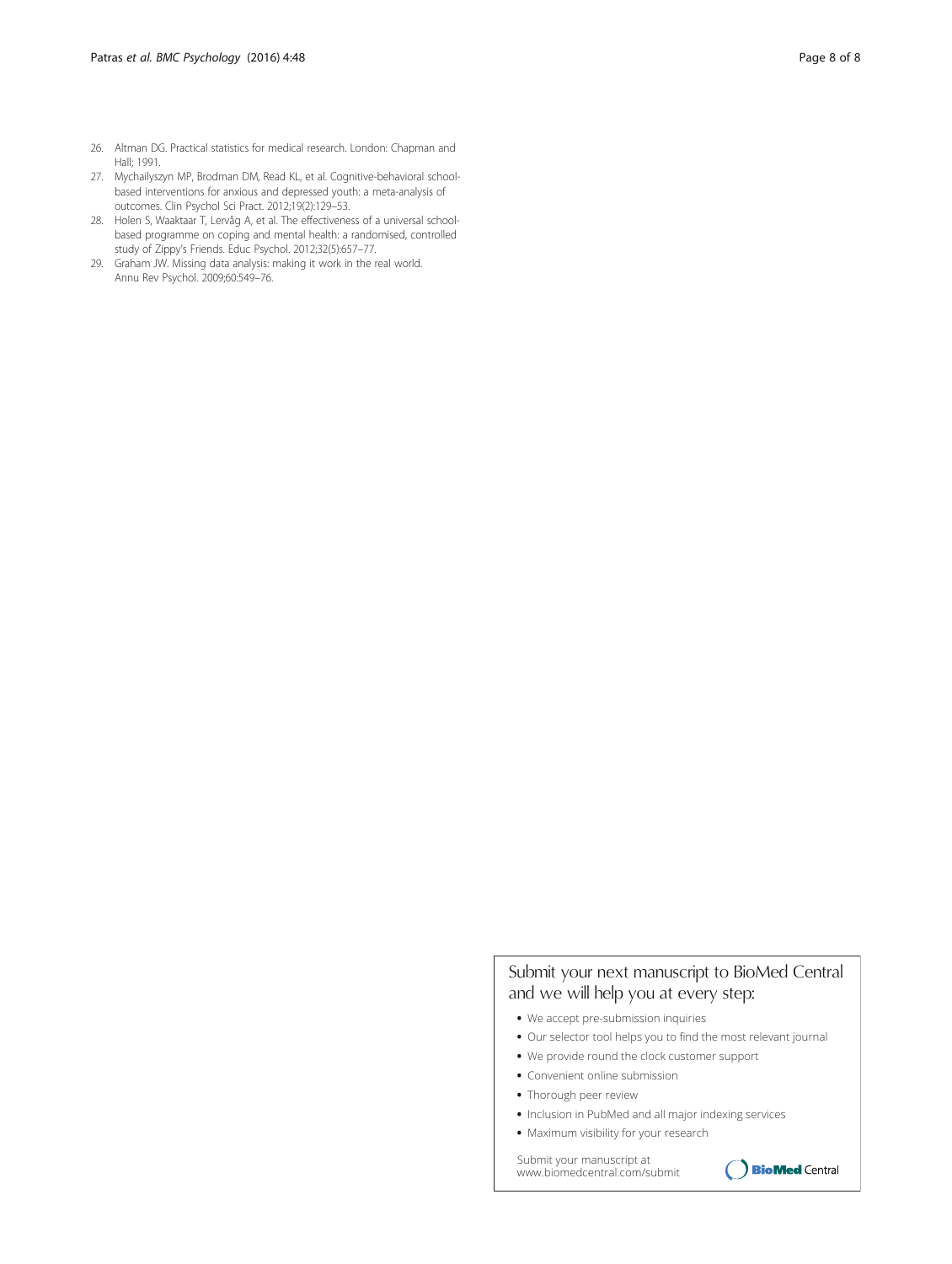26. Altman DG. Practical statistics for medical research. London: Chapman and Hall; 1991.
27. Mychailyszyn MP, Brodman DM, Read KL, et al. Cognitive-behavioral school-based interventions for anxious and depressed youth: a meta-analysis of outcomes. Clin Psychol Sci Pract. 2012;19(2):129–53.
28. Holen S, Waaktaar T, Lervåg A, et al. The effectiveness of a universal school-based programme on coping and mental health: a randomised, controlled study of Zippy's Friends. Educ Psychol. 2012;32(5):657–77.
29. Graham JW. Missing data analysis: making it work in the real world. Annu Rev Psychol. 2009;60:549–76.

Submit your next manuscript to BioMed Central and we will help you at every step:

- We accept pre-submission inquiries
- Our selector tool helps you to find the most relevant journal
- We provide round the clock customer support
- Convenient online submission
- Thorough peer review
- Inclusion in PubMed and all major indexing services
- Maximum visibility for your research

Submit your manuscript at
www.biomedcentral.com/submit

BioMed Central